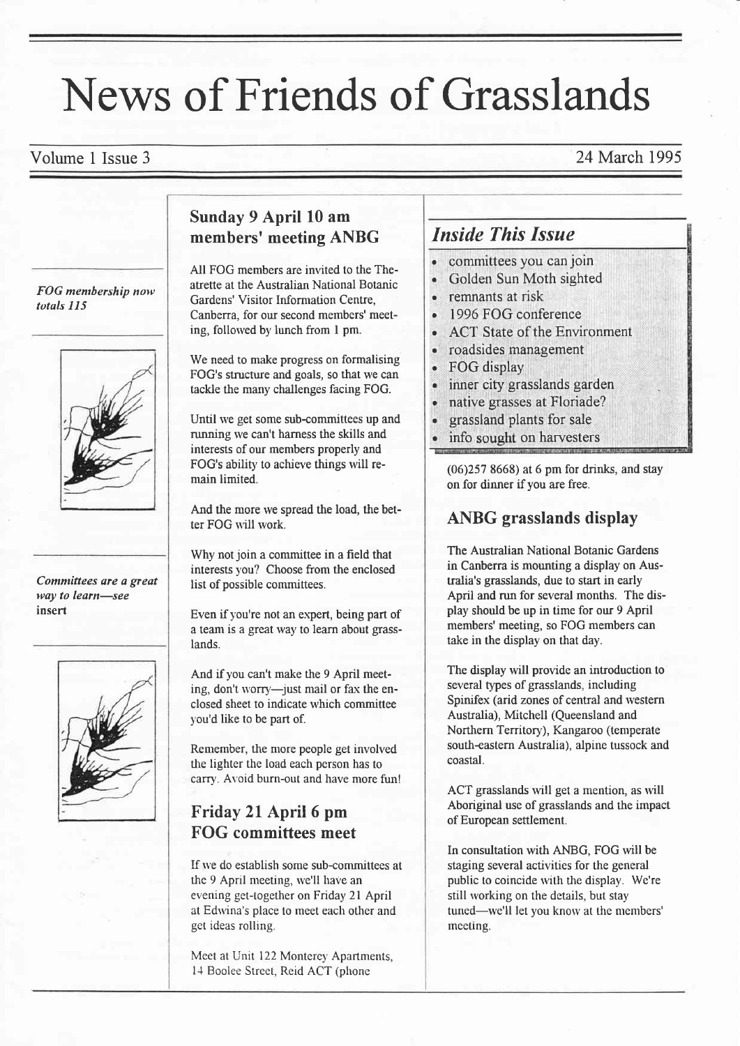# News of Friends of Grasslands

Volume 1 Issue 3

24 March 1995

*FOG membership now totals 115*

*Committees are a great way to learn—see* **insert**

## Sunday 9 April 10 am members' meeting ANBG

All FOG members are invited to the Theatrette at the Australian National Botanic Gardens' Visitor Information Centre, Canberra, for our second members' meeting, followed by lunch from 1 pm.

We need to make progress on formalising FOG's structure and goals, so that we can tackle the many challenges facing FOG.

Until we get some sub-committees up and running we can't harness the skills and interests of our members properly and FOG's ability to achieve things will remain limited.

And the more we spread the load, the better FOG will work.

Why not join a committee in a field that interests you? Choose from the enclosed list of possible committees.

Even if you're not an expert, being part of a team is a great way to learn about grasslands.

And if you can't make the 9 April meeting, don't worry—just mail or fax the enclosed sheet to indicate which committee you'd like to be part of.

Remember, the more people get involved the lighter the load each person has to carry. Avoid burn-out and have more fun!

## Friday 21 April 6 pm FOG committees meet

If we do establish some sub-committees at the 9 April meeting, we'll have an evening get-together on Friday 21 April at Edwina's place to meet each other and get ideas rolling.

Meet at Unit 122 Monterey Apartments, 14 Boolee Street, Reid ACT (phone (06)257 8668) at 6 pm for drinks, and stay on for dinner if you are free.

## *Inside This Issue*

- committees you can join
- Golden Sun Moth sighted
- remnants at risk
- 1996 FOG conference
- ACT State of the Environment
- roadsides management
- FOG display
- inner city grasslands garden
- native grasses at Floriade?
- grassland plants for sale
- info sought on harvesters

## ANBG grasslands display

The Australian National Botanic Gardens in Canberra is mounting a display on Australia's grasslands, due to start in early April and run for several months. The display should be up in time for our 9 April members' meeting, so FOG members can take in the display on that day.

The display will provide an introduction to several types of grasslands, including Spinifex (arid zones of central and western Australia), Mitchell (Queensland and Northern Territory), Kangaroo (temperate south-eastern Australia), alpine tussock and coastal.

ACT grasslands will get a mention, as will Aboriginal use of grasslands and the impact of European settlement.

In consultation with ANBG, FOG will be staging several activities for the general public to coincide with the display. We're still working on the details, but stay tuned—we'll let you know at the members' meeting.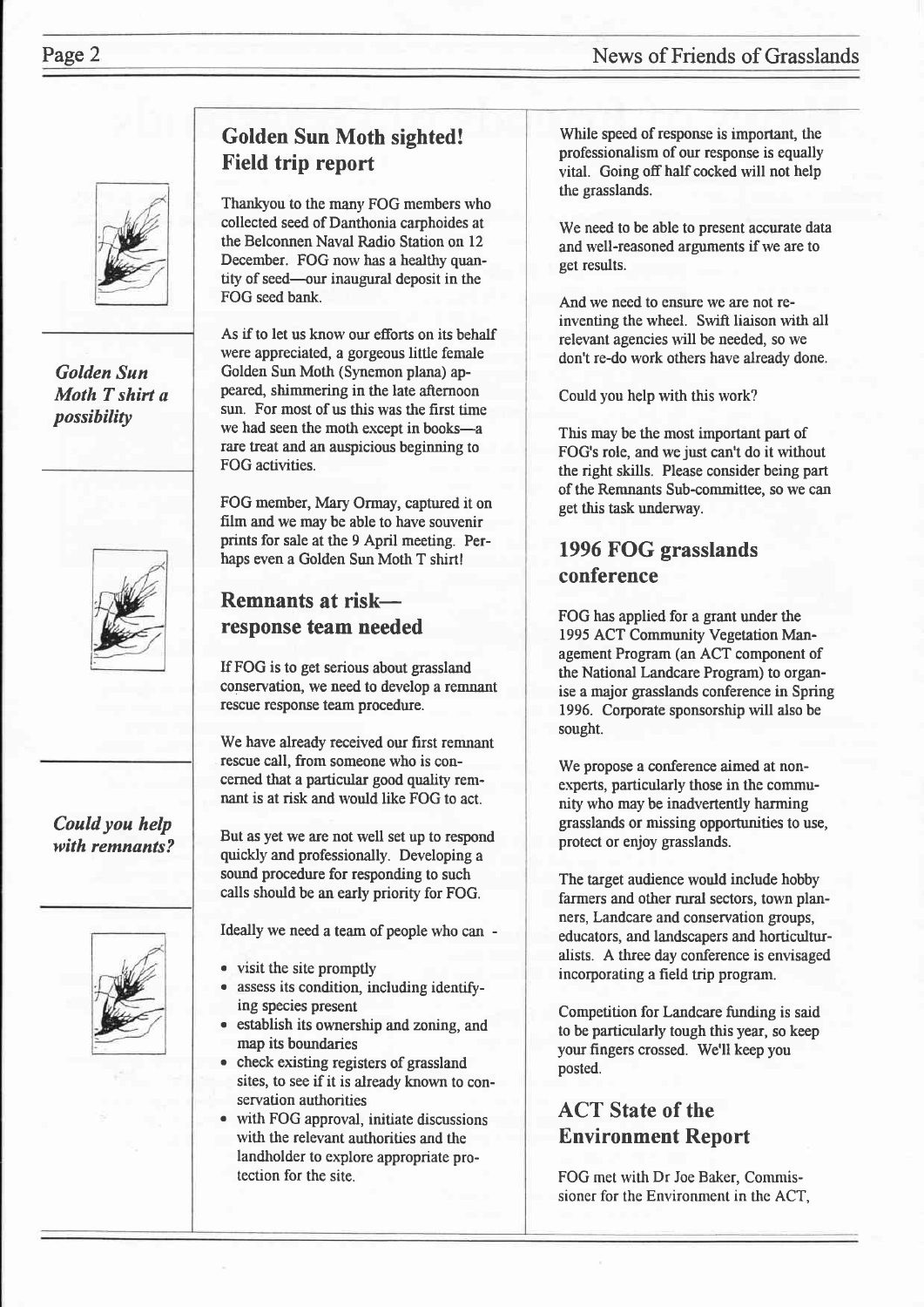*Golden Sun Moth T shirt a possibility*

*Could you help with remnants?*

## Golden Sun Moth sighted! Field trip report

Thankyou to the many FOG members who collected seed of Danthonia carphoides at the Belconnen Naval Radio Station on 12 December. FOG now has a healthy quantity of seed—our inaugural deposit in the FOG seed bank.

As if to let us know our efforts on its behalf were appreciated, a gorgeous little female Golden Sun Moth (Synemon plana) appeared, shimmering in the late afternoon sun. For most of us this was the first time we had seen the moth except in books—a rare treat and an auspicious beginning to FOG activities.

FOG member, Mary Ormay, captured it on film and we may be able to have souvenir prints for sale at the 9 April meeting. Perhaps even a Golden Sun Moth T shirt!

## Remnants at risk—response team needed

If FOG is to get serious about grassland conservation, we need to develop a remnant rescue response team procedure.

We have already received our first remnant rescue call, from someone who is concerned that a particular good quality remnant is at risk and would like FOG to act.

But as yet we are not well set up to respond quickly and professionally. Developing a sound procedure for responding to such calls should be an early priority for FOG.

Ideally we need a team of people who can -

- visit the site promptly
- assess its condition, including identifying species present
- establish its ownership and zoning, and map its boundaries
- check existing registers of grassland sites, to see if it is already known to conservation authorities
- with FOG approval, initiate discussions with the relevant authorities and the landholder to explore appropriate protection for the site.

While speed of response is important, the professionalism of our response is equally vital. Going off half cocked will not help the grasslands.

We need to be able to present accurate data and well-reasoned arguments if we are to get results.

And we need to ensure we are not re-inventing the wheel. Swift liaison with all relevant agencies will be needed, so we don't re-do work others have already done.

Could you help with this work?

This may be the most important part of FOG's role, and we just can't do it without the right skills. Please consider being part of the Remnants Sub-committee, so we can get this task underway.

## 1996 FOG grasslands conference

FOG has applied for a grant under the 1995 ACT Community Vegetation Management Program (an ACT component of the National Landcare Program) to organise a major grasslands conference in Spring 1996. Corporate sponsorship will also be sought.

We propose a conference aimed at non-experts, particularly those in the community who may be inadvertently harming grasslands or missing opportunities to use, protect or enjoy grasslands.

The target audience would include hobby farmers and other rural sectors, town planners, Landcare and conservation groups, educators, and landscapers and horticulturalists. A three day conference is envisaged incorporating a field trip program.

Competition for Landcare funding is said to be particularly tough this year, so keep your fingers crossed. We'll keep you posted.

## ACT State of the Environment Report

FOG met with Dr Joe Baker, Commissioner for the Environment in the ACT,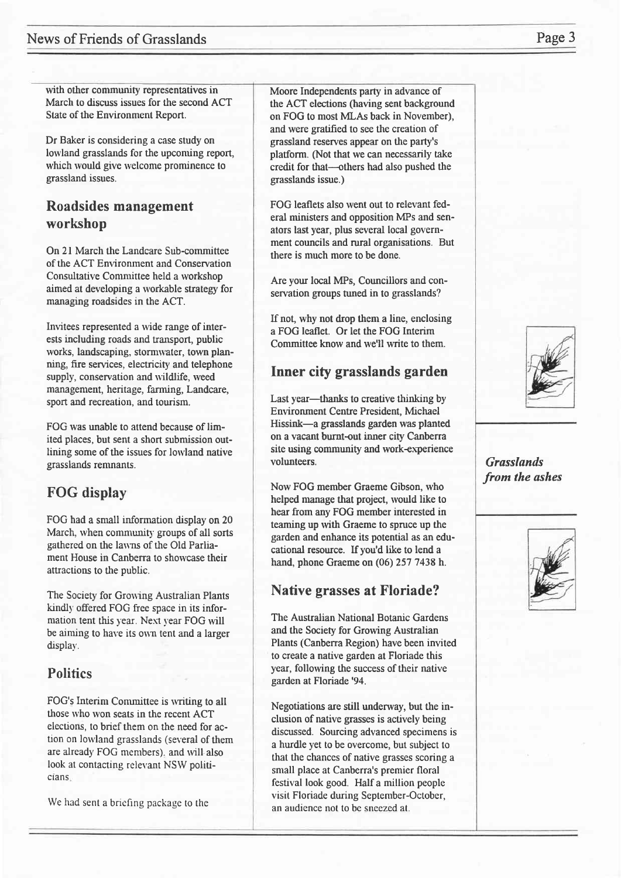with other community representatives in March to discuss issues for the second ACT State of the Environment Report.

Dr Baker is considering a case study on lowland grasslands for the upcoming report, which would give welcome prominence to grassland issues.

## Roadsides management workshop

On 21 March the Landcare Sub-committee of the ACT Environment and Conservation Consultative Committee held a workshop aimed at developing a workable strategy for managing roadsides in the ACT.

Invitees represented a wide range of interests including roads and transport, public works, landscaping, stormwater, town planning, fire services, electricity and telephone supply, conservation and wildlife, weed management, heritage, farming, Landcare, sport and recreation, and tourism.

FOG was unable to attend because of limited places, but sent a short submission outlining some of the issues for lowland native grasslands remnants.

## FOG display

FOG had a small information display on 20 March, when community groups of all sorts gathered on the lawns of the Old Parliament House in Canberra to showcase their attractions to the public.

The Society for Growing Australian Plants kindly offered FOG free space in its information tent this year. Next year FOG will be aiming to have its own tent and a larger display.

## Politics

FOG's Interim Committee is writing to all those who won seats in the recent ACT elections, to brief them on the need for action on lowland grasslands (several of them are already FOG members), and will also look at contacting relevant NSW politicians.

We had sent a briefing package to the Moore Independents party in advance of the ACT elections (having sent background on FOG to most MLAs back in November), and were gratified to see the creation of grassland reserves appear on the party's platform. (Not that we can necessarily take credit for that—others had also pushed the grasslands issue.)

FOG leaflets also went out to relevant federal ministers and opposition MPs and senators last year, plus several local government councils and rural organisations. But there is much more to be done.

Are your local MPs, Councillors and conservation groups tuned in to grasslands?

If not, why not drop them a line, enclosing a FOG leaflet. Or let the FOG Interim Committee know and we'll write to them.

## Inner city grasslands garden

Last year—thanks to creative thinking by Environment Centre President, Michael Hissink—a grasslands garden was planted on a vacant burnt-out inner city Canberra site using community and work-experience volunteers.

Now FOG member Graeme Gibson, who helped manage that project, would like to hear from any FOG member interested in teaming up with Graeme to spruce up the garden and enhance its potential as an educational resource. If you'd like to lend a hand, phone Graeme on (06) 257 7438 h.

*Grasslands from the ashes*

## Native grasses at Floriade?

The Australian National Botanic Gardens and the Society for Growing Australian Plants (Canberra Region) have been invited to create a native garden at Floriade this year, following the success of their native garden at Floriade '94.

Negotiations are still underway, but the inclusion of native grasses is actively being discussed. Sourcing advanced specimens is a hurdle yet to be overcome, but subject to that the chances of native grasses scoring a small place at Canberra's premier floral festival look good. Half a million people visit Floriade during September-October, an audience not to be sneezed at.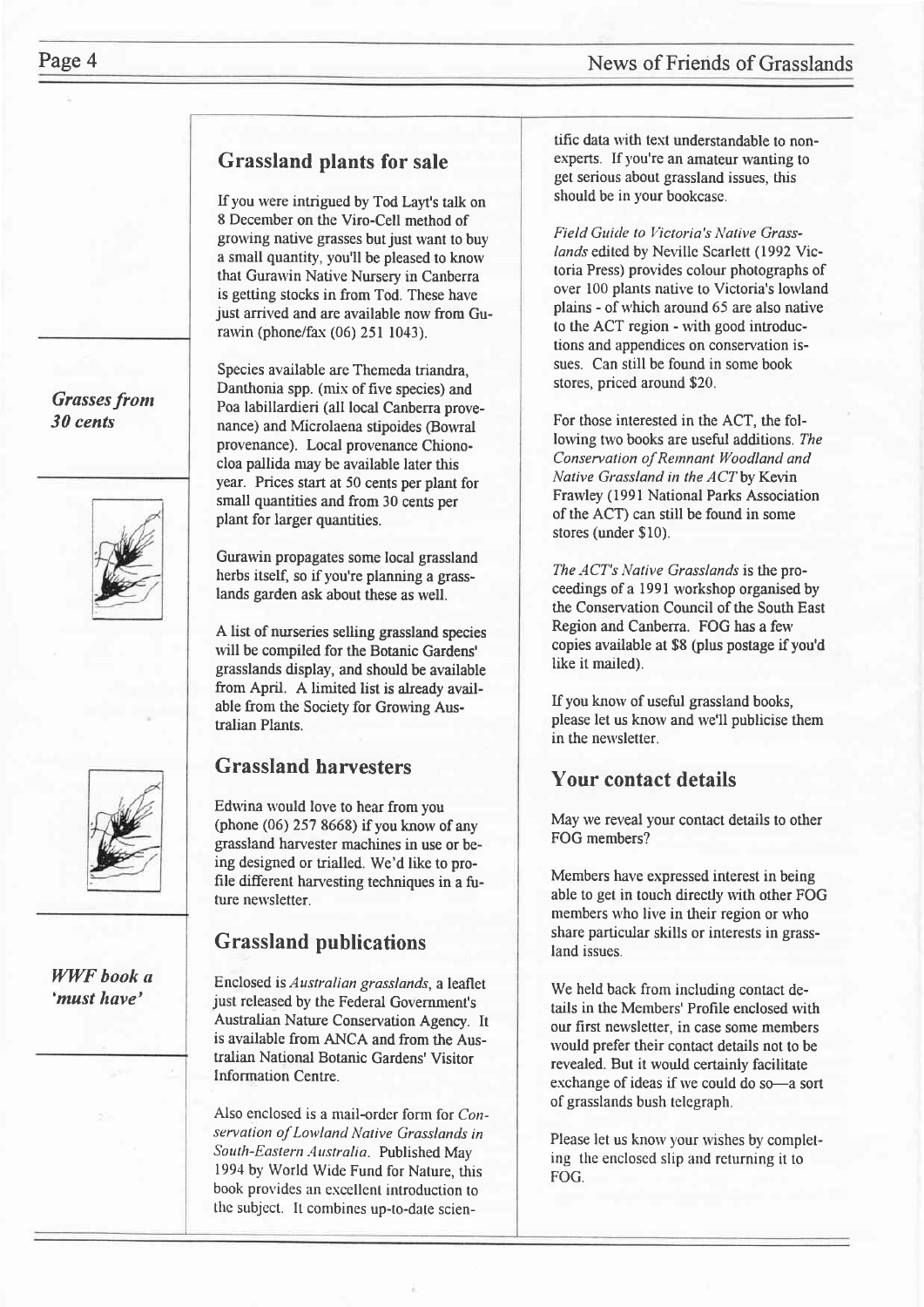## Grassland plants for sale

*Grasses from 30 cents*

If you were intrigued by Tod Layt's talk on 8 December on the Viro-Cell method of growing native grasses but just want to buy a small quantity, you'll be pleased to know that Gurawin Native Nursery in Canberra is getting stocks in from Tod. These have just arrived and are available now from Gurawin (phone/fax (06) 251 1043).

Species available are Themeda triandra, Danthonia spp. (mix of five species) and Poa labillardieri (all local Canberra provenance) and Microlaena stipoides (Bowral provenance). Local provenance Chionochloa pallida may be available later this year. Prices start at 50 cents per plant for small quantities and from 30 cents per plant for larger quantities.

Gurawin propagates some local grassland herbs itself, so if you're planning a grasslands garden ask about these as well.

A list of nurseries selling grassland species will be compiled for the Botanic Gardens' grasslands display, and should be available from April. A limited list is already available from the Society for Growing Australian Plants.

## Grassland harvesters

Edwina would love to hear from you (phone (06) 257 8668) if you know of any grassland harvester machines in use or being designed or trialled. We'd like to profile different harvesting techniques in a future newsletter.

## Grassland publications

*WWF book a 'must have'*

Enclosed is *Australian grasslands*, a leaflet just released by the Federal Government's Australian Nature Conservation Agency. It is available from ANCA and from the Australian National Botanic Gardens' Visitor Information Centre.

Also enclosed is a mail-order form for *Conservation of Lowland Native Grasslands in South-Eastern Australia*. Published May 1994 by World Wide Fund for Nature, this book provides an excellent introduction to the subject. It combines up-to-date scientific data with text understandable to non-experts. If you're an amateur wanting to get serious about grassland issues, this should be in your bookcase.

*Field Guide to Victoria's Native Grasslands* edited by Neville Scarlett (1992 Victoria Press) provides colour photographs of over 100 plants native to Victoria's lowland plains - of which around 65 are also native to the ACT region - with good introductions and appendices on conservation issues. Can still be found in some book stores, priced around $20.

For those interested in the ACT, the following two books are useful additions. *The Conservation of Remnant Woodland and Native Grassland in the ACT* by Kevin Frawley (1991 National Parks Association of the ACT) can still be found in some stores (under $10).

*The ACT's Native Grasslands* is the proceedings of a 1991 workshop organised by the Conservation Council of the South East Region and Canberra. FOG has a few copies available at $8 (plus postage if you'd like it mailed).

If you know of useful grassland books, please let us know and we'll publicise them in the newsletter.

## Your contact details

May we reveal your contact details to other FOG members?

Members have expressed interest in being able to get in touch directly with other FOG members who live in their region or who share particular skills or interests in grassland issues.

We held back from including contact details in the Members' Profile enclosed with our first newsletter, in case some members would prefer their contact details not to be revealed. But it would certainly facilitate exchange of ideas if we could do so—a sort of grasslands bush telegraph.

Please let us know your wishes by completing the enclosed slip and returning it to FOG.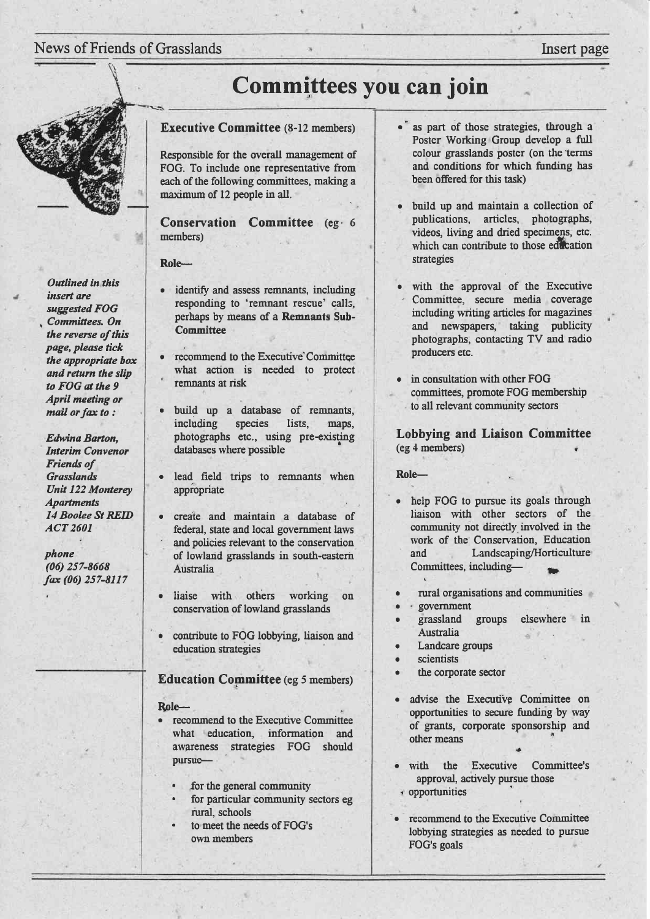# Committees you can join

*Outlined in this insert are suggested FOG Committees. On the reverse of this page, please tick the appropriate box and return the slip to FOG at the 9 April meeting or mail or fax to :*

*Edwina Barton,*
*Interim Convenor*
*Friends of Grasslands*
*Unit 122 Monterey Apartments*
*14 Boolee St REID ACT 2601*

*phone*
*(06) 257-8668*
*fax (06) 257-8117*

### Executive Committee (8-12 members)

Responsible for the overall management of FOG. To include one representative from each of the following committees, making a maximum of 12 people in all.

### Conservation Committee (eg 6 members)

**Role—**

- identify and assess remnants, including responding to 'remnant rescue' calls, perhaps by means of a **Remnants Sub-Committee**
- recommend to the Executive Committee what action is needed to protect remnants at risk
- build up a database of remnants, including species lists, maps, photographs etc., using pre-existing databases where possible
- lead field trips to remnants when appropriate
- create and maintain a database of federal, state and local government laws and policies relevant to the conservation of lowland grasslands in south-eastern Australia
- liaise with others working on conservation of lowland grasslands
- contribute to FOG lobbying, liaison and education strategies

### Education Committee (eg 5 members)

**Role—**

- recommend to the Executive Committee what education, information and awareness strategies FOG should pursue—
  - for the general community
  - for particular community sectors eg rural, schools
  - to meet the needs of FOG's own members
- as part of those strategies, through a Poster Working Group develop a full colour grasslands poster (on the terms and conditions for which funding has been offered for this task)
- build up and maintain a collection of publications, articles, photographs, videos, living and dried specimens, etc. which can contribute to those education strategies
- with the approval of the Executive Committee, secure media coverage including writing articles for magazines and newspapers, taking publicity photographs, contacting TV and radio producers etc.
- in consultation with other FOG committees, promote FOG membership to all relevant community sectors

### Lobbying and Liaison Committee (eg 4 members)

**Role—**

- help FOG to pursue its goals through liaison with other sectors of the community not directly involved in the work of the Conservation, Education and Landscaping/Horticulture Committees, including—
  - rural organisations and communities
  - government
  - grassland groups elsewhere in Australia
  - Landcare groups
  - scientists
  - the corporate sector
- advise the Executive Committee on opportunities to secure funding by way of grants, corporate sponsorship and other means
- with the Executive Committee's approval, actively pursue those opportunities
- recommend to the Executive Committee lobbying strategies as needed to pursue FOG's goals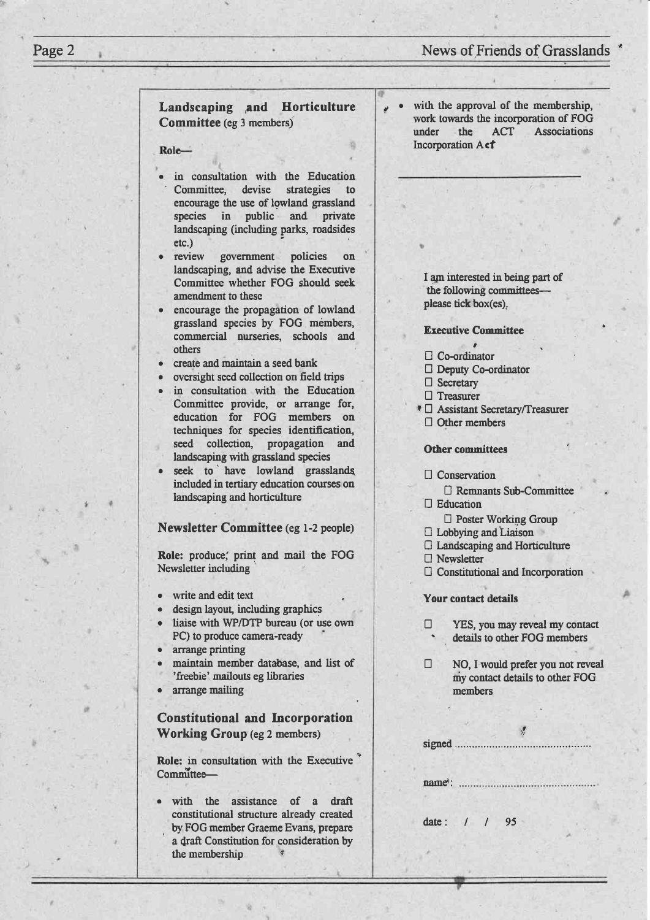### Landscaping and Horticulture Committee (eg 3 members)

**Role—**

- in consultation with the Education Committee, devise strategies to encourage the use of lowland grassland species in public and private landscaping (including parks, roadsides etc.)
- review government policies on landscaping, and advise the Executive Committee whether FOG should seek amendment to these
- encourage the propagation of lowland grassland species by FOG members, commercial nurseries, schools and others
- create and maintain a seed bank
- oversight seed collection on field trips
- in consultation with the Education Committee provide, or arrange for, education for FOG members on techniques for species identification, seed collection, propagation and landscaping with grassland species
- seek to have lowland grasslands included in tertiary education courses on landscaping and horticulture

### Newsletter Committee (eg 1-2 people)

**Role:** produce, print and mail the FOG Newsletter including

- write and edit text
- design layout, including graphics
- liaise with WP/DTP bureau (or use own PC) to produce camera-ready
- arrange printing
- maintain member database, and list of 'freebie' mailouts eg libraries
- arrange mailing

### Constitutional and Incorporation Working Group (eg 2 members)

**Role:** in consultation with the Executive Committee—

- with the assistance of a draft constitutional structure already created by FOG member Graeme Evans, prepare a draft Constitution for consideration by the membership
- with the approval of the membership, work towards the incorporation of FOG under the ACT Associations Incorporation Act

---

I am interested in being part of the following committees— please tick box(es).

**Executive Committee**

☐ Co-ordinator
☐ Deputy Co-ordinator
☐ Secretary
☐ Treasurer
☐ Assistant Secretary/Treasurer
☐ Other members

**Other committees**

☐ Conservation
  ☐ Remnants Sub-Committee
☐ Education
  ☐ Poster Working Group
☐ Lobbying and Liaison
☐ Landscaping and Horticulture
☐ Newsletter
☐ Constitutional and Incorporation

**Your contact details**

☐ YES, you may reveal my contact details to other FOG members

☐ NO, I would prefer you not reveal my contact details to other FOG members

signed ............................................

name: ............................................

date : / / 95